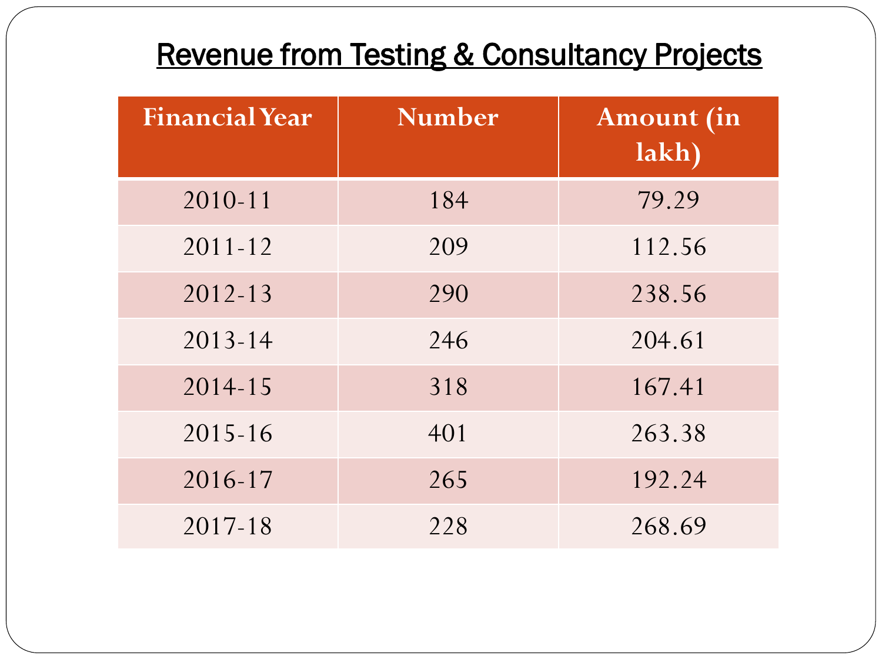# Revenue from Testing & Consultancy Projects

| Financial Year | Number | Amount (in lakh) |
|---|---|---|
| 2010-11 | 184 | 79.29 |
| 2011-12 | 209 | 112.56 |
| 2012-13 | 290 | 238.56 |
| 2013-14 | 246 | 204.61 |
| 2014-15 | 318 | 167.41 |
| 2015-16 | 401 | 263.38 |
| 2016-17 | 265 | 192.24 |
| 2017-18 | 228 | 268.69 |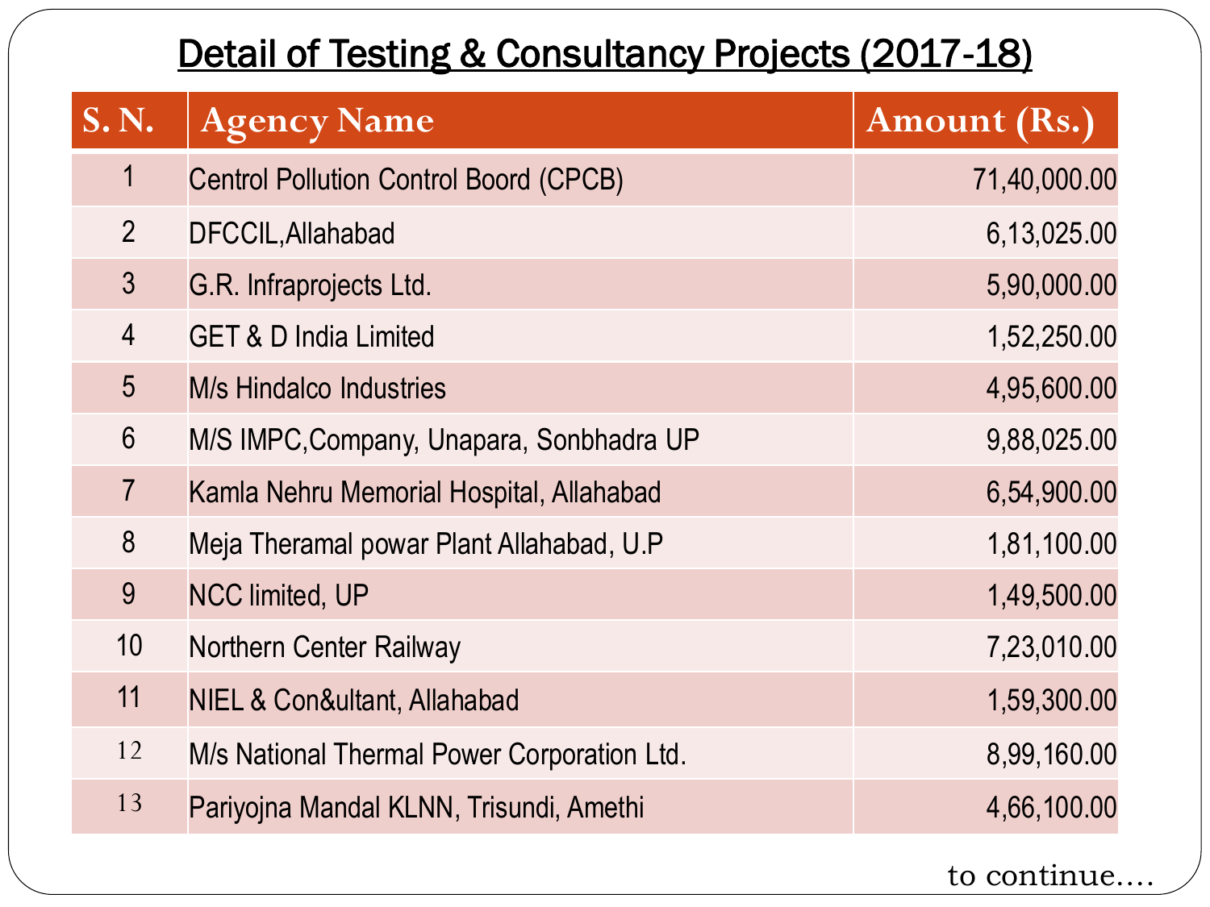# Detail of Testing & Consultancy Projects (2017-18)

| S. N. | Agency Name | Amount (Rs.) |
|---|---|---|
| 1 | Centrol Pollution Control Boord (CPCB) | 71,40,000.00 |
| 2 | DFCCIL,Allahabad | 6,13,025.00 |
| 3 | G.R. Infraprojects Ltd. | 5,90,000.00 |
| 4 | GET & D India Limited | 1,52,250.00 |
| 5 | M/s Hindalco Industries | 4,95,600.00 |
| 6 | M/S IMPC,Company, Unapara, Sonbhadra UP | 9,88,025.00 |
| 7 | Kamla Nehru Memorial Hospital, Allahabad | 6,54,900.00 |
| 8 | Meja Theramal powar Plant Allahabad, U.P | 1,81,100.00 |
| 9 | NCC limited, UP | 1,49,500.00 |
| 10 | Northern Center Railway | 7,23,010.00 |
| 11 | NIEL & Con&ultant, Allahabad | 1,59,300.00 |
| 12 | M/s National Thermal Power Corporation Ltd. | 8,99,160.00 |
| 13 | Pariyojna Mandal KLNN, Trisundi, Amethi | 4,66,100.00 |

to continue....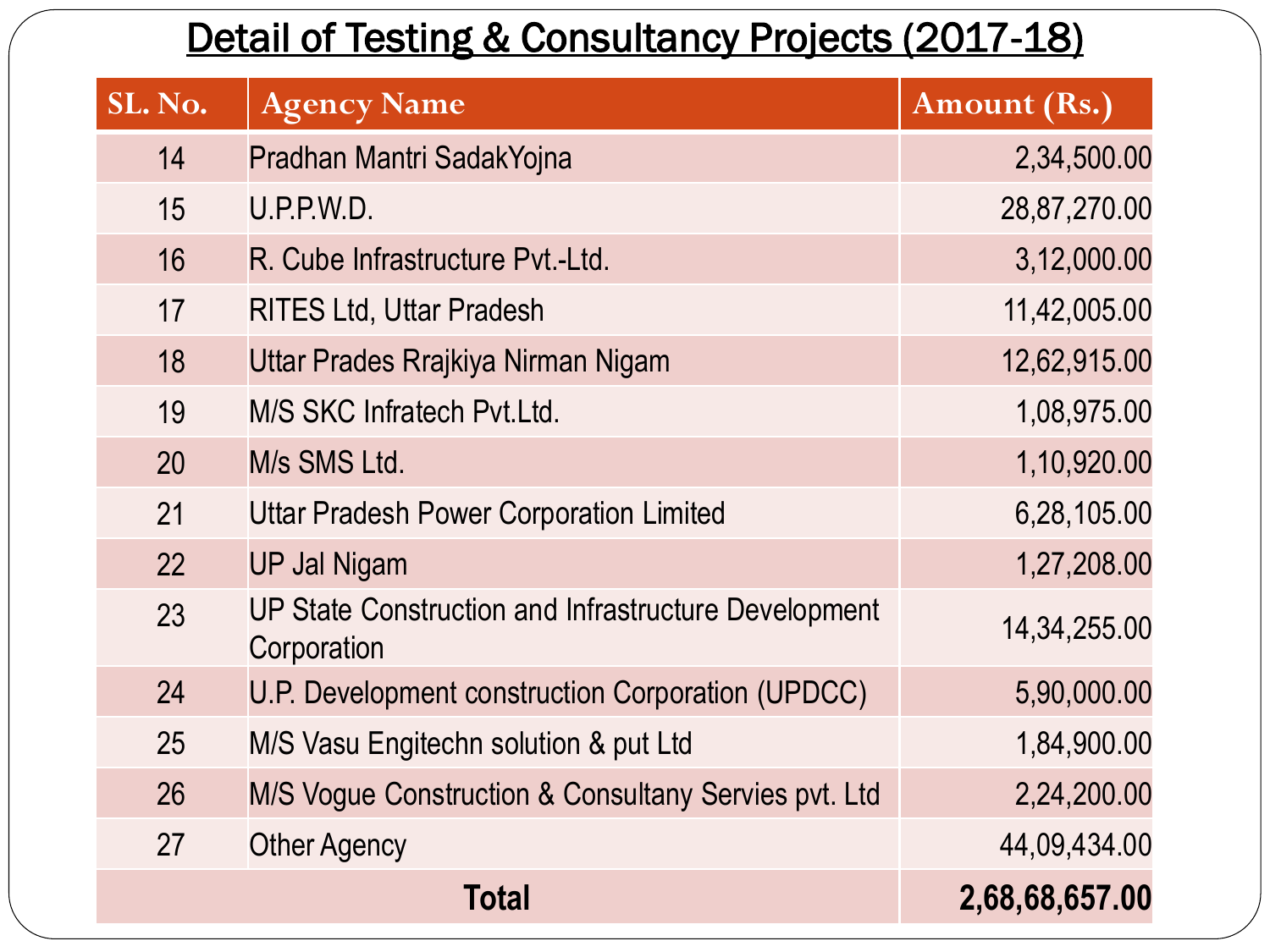# Detail of Testing & Consultancy Projects (2017-18)

| SL. No. | Agency Name | Amount (Rs.) |
|---|---|---|
| 14 | Pradhan Mantri SadakYojna | 2,34,500.00 |
| 15 | U.P.P.W.D. | 28,87,270.00 |
| 16 | R. Cube Infrastructure Pvt.-Ltd. | 3,12,000.00 |
| 17 | RITES Ltd, Uttar Pradesh | 11,42,005.00 |
| 18 | Uttar Prades Rrajkiya Nirman Nigam | 12,62,915.00 |
| 19 | M/S SKC Infratech Pvt.Ltd. | 1,08,975.00 |
| 20 | M/s SMS Ltd. | 1,10,920.00 |
| 21 | Uttar Pradesh Power Corporation Limited | 6,28,105.00 |
| 22 | UP Jal Nigam | 1,27,208.00 |
| 23 | UP State Construction and Infrastructure Development Corporation | 14,34,255.00 |
| 24 | U.P. Development construction Corporation (UPDCC) | 5,90,000.00 |
| 25 | M/S Vasu Engitechn solution & put Ltd | 1,84,900.00 |
| 26 | M/S Vogue Construction & Consultany Servies pvt. Ltd | 2,24,200.00 |
| 27 | Other Agency | 44,09,434.00 |
| **Total** | | **2,68,68,657.00** |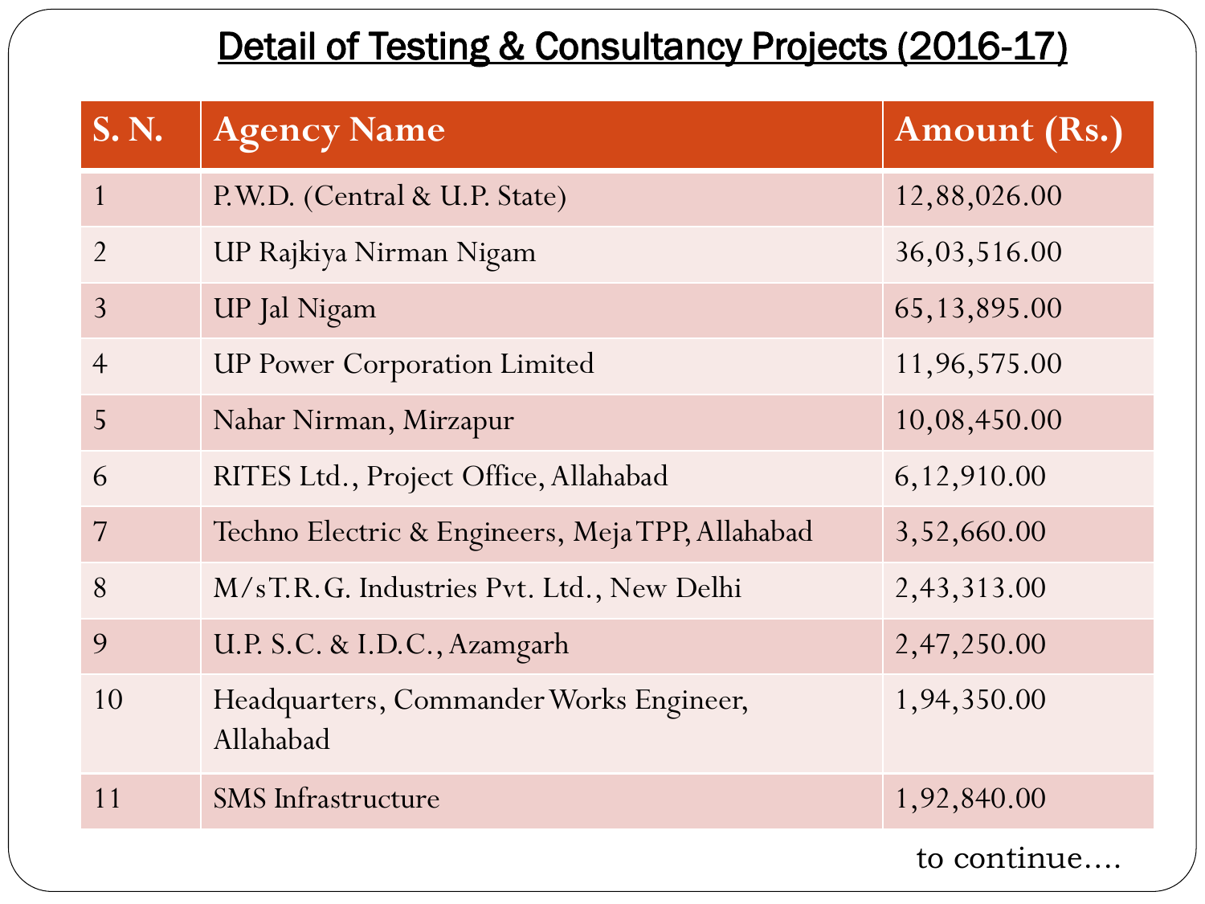# Detail of Testing & Consultancy Projects (2016-17)

| S. N. | Agency Name | Amount (Rs.) |
|---|---|---|
| 1 | P.W.D. (Central & U.P. State) | 12,88,026.00 |
| 2 | UP Rajkiya Nirman Nigam | 36,03,516.00 |
| 3 | UP Jal Nigam | 65,13,895.00 |
| 4 | UP Power Corporation Limited | 11,96,575.00 |
| 5 | Nahar Nirman, Mirzapur | 10,08,450.00 |
| 6 | RITES Ltd., Project Office, Allahabad | 6,12,910.00 |
| 7 | Techno Electric & Engineers, Meja TPP, Allahabad | 3,52,660.00 |
| 8 | M/s T.R.G. Industries Pvt. Ltd., New Delhi | 2,43,313.00 |
| 9 | U.P. S.C. & I.D.C., Azamgarh | 2,47,250.00 |
| 10 | Headquarters, Commander Works Engineer, Allahabad | 1,94,350.00 |
| 11 | SMS Infrastructure | 1,92,840.00 |

to continue....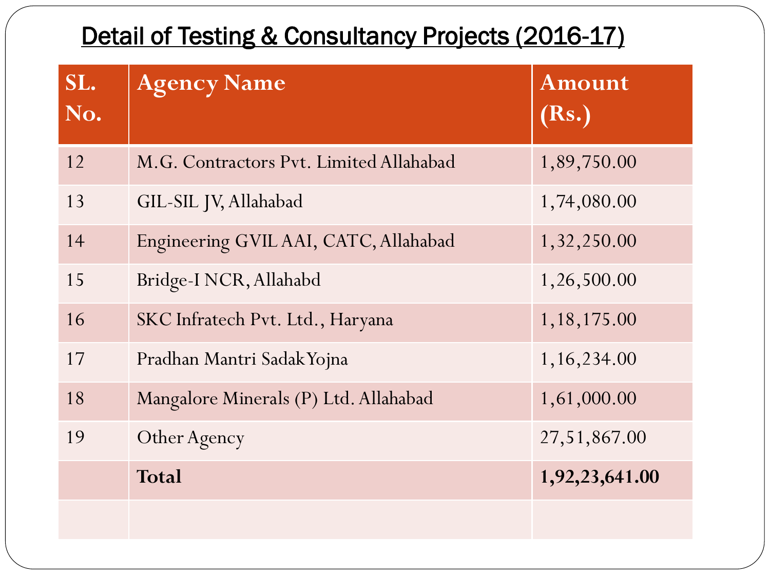# Detail of Testing & Consultancy Projects (2016-17)

| SL. No. | Agency Name | Amount (Rs.) |
|---|---|---|
| 12 | M.G. Contractors Pvt. Limited Allahabad | 1,89,750.00 |
| 13 | GIL-SIL JV, Allahabad | 1,74,080.00 |
| 14 | Engineering GVIL AAI, CATC, Allahabad | 1,32,250.00 |
| 15 | Bridge-I NCR, Allahabd | 1,26,500.00 |
| 16 | SKC Infratech Pvt. Ltd., Haryana | 1,18,175.00 |
| 17 | Pradhan Mantri Sadak Yojna | 1,16,234.00 |
| 18 | Mangalore Minerals (P) Ltd. Allahabad | 1,61,000.00 |
| 19 | Other Agency | 27,51,867.00 |
| | **Total** | **1,92,23,641.00** |
| | | |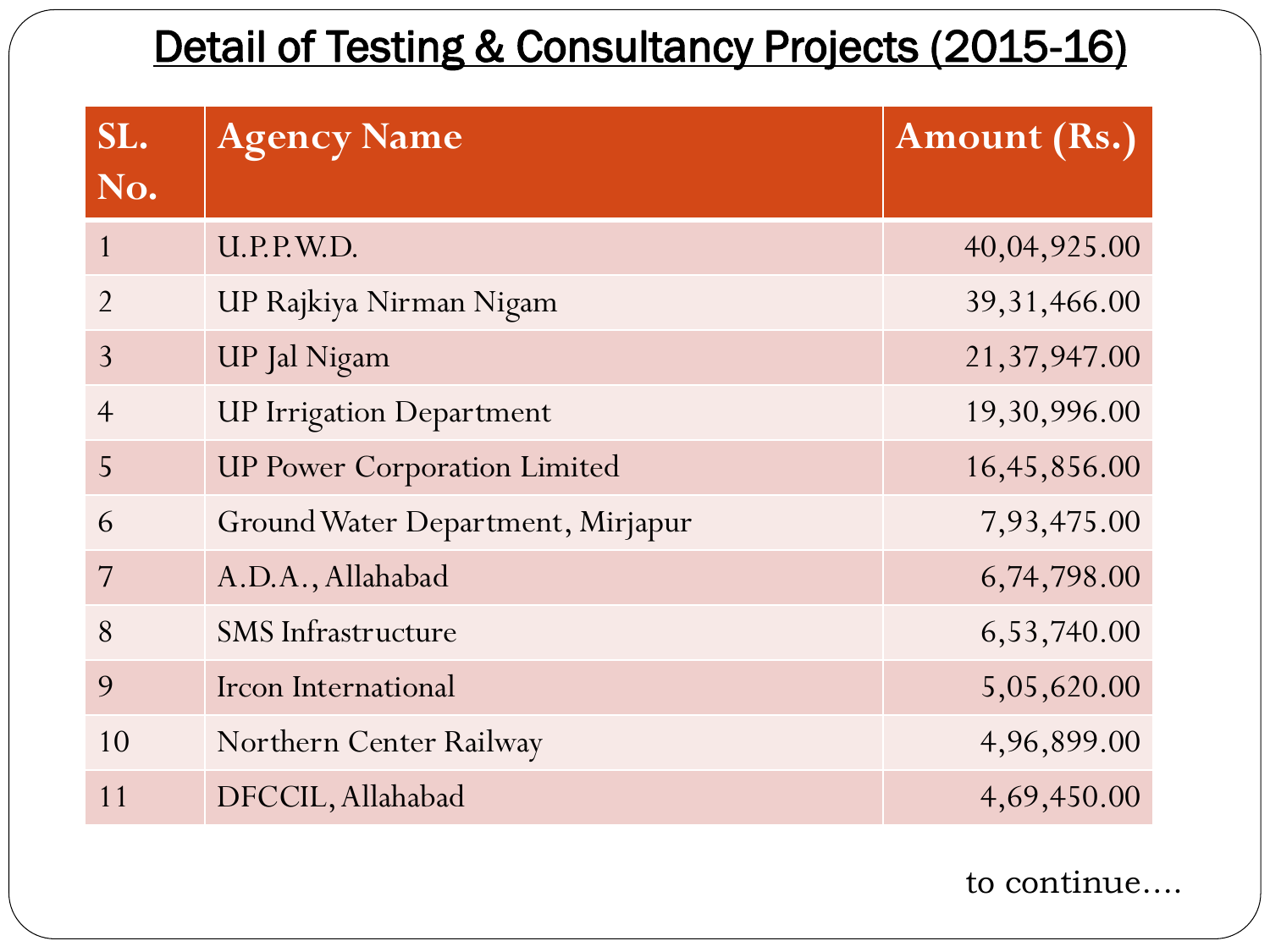# Detail of Testing & Consultancy Projects (2015-16)

| SL. No. | Agency Name | Amount (Rs.) |
|---|---|---|
| 1 | U.P.P.W.D. | 40,04,925.00 |
| 2 | UP Rajkiya Nirman Nigam | 39,31,466.00 |
| 3 | UP Jal Nigam | 21,37,947.00 |
| 4 | UP Irrigation Department | 19,30,996.00 |
| 5 | UP Power Corporation Limited | 16,45,856.00 |
| 6 | Ground Water Department, Mirjapur | 7,93,475.00 |
| 7 | A.D.A., Allahabad | 6,74,798.00 |
| 8 | SMS Infrastructure | 6,53,740.00 |
| 9 | Ircon International | 5,05,620.00 |
| 10 | Northern Center Railway | 4,96,899.00 |
| 11 | DFCCIL, Allahabad | 4,69,450.00 |

to continue....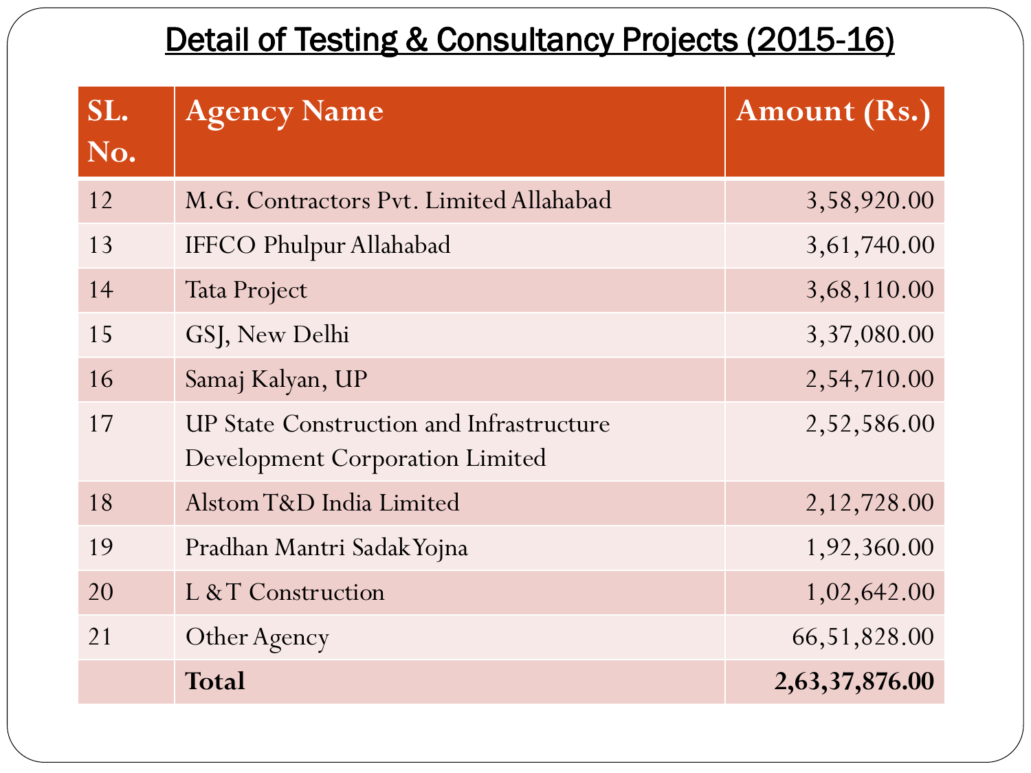# Detail of Testing & Consultancy Projects (2015-16)

| SL. No. | Agency Name | Amount (Rs.) |
|---|---|---|
| 12 | M.G. Contractors Pvt. Limited Allahabad | 3,58,920.00 |
| 13 | IFFCO Phulpur Allahabad | 3,61,740.00 |
| 14 | Tata Project | 3,68,110.00 |
| 15 | GSJ, New Delhi | 3,37,080.00 |
| 16 | Samaj Kalyan, UP | 2,54,710.00 |
| 17 | UP State Construction and Infrastructure Development Corporation Limited | 2,52,586.00 |
| 18 | Alstom T&D India Limited | 2,12,728.00 |
| 19 | Pradhan Mantri Sadak Yojna | 1,92,360.00 |
| 20 | L & T Construction | 1,02,642.00 |
| 21 | Other Agency | 66,51,828.00 |
| | **Total** | **2,63,37,876.00** |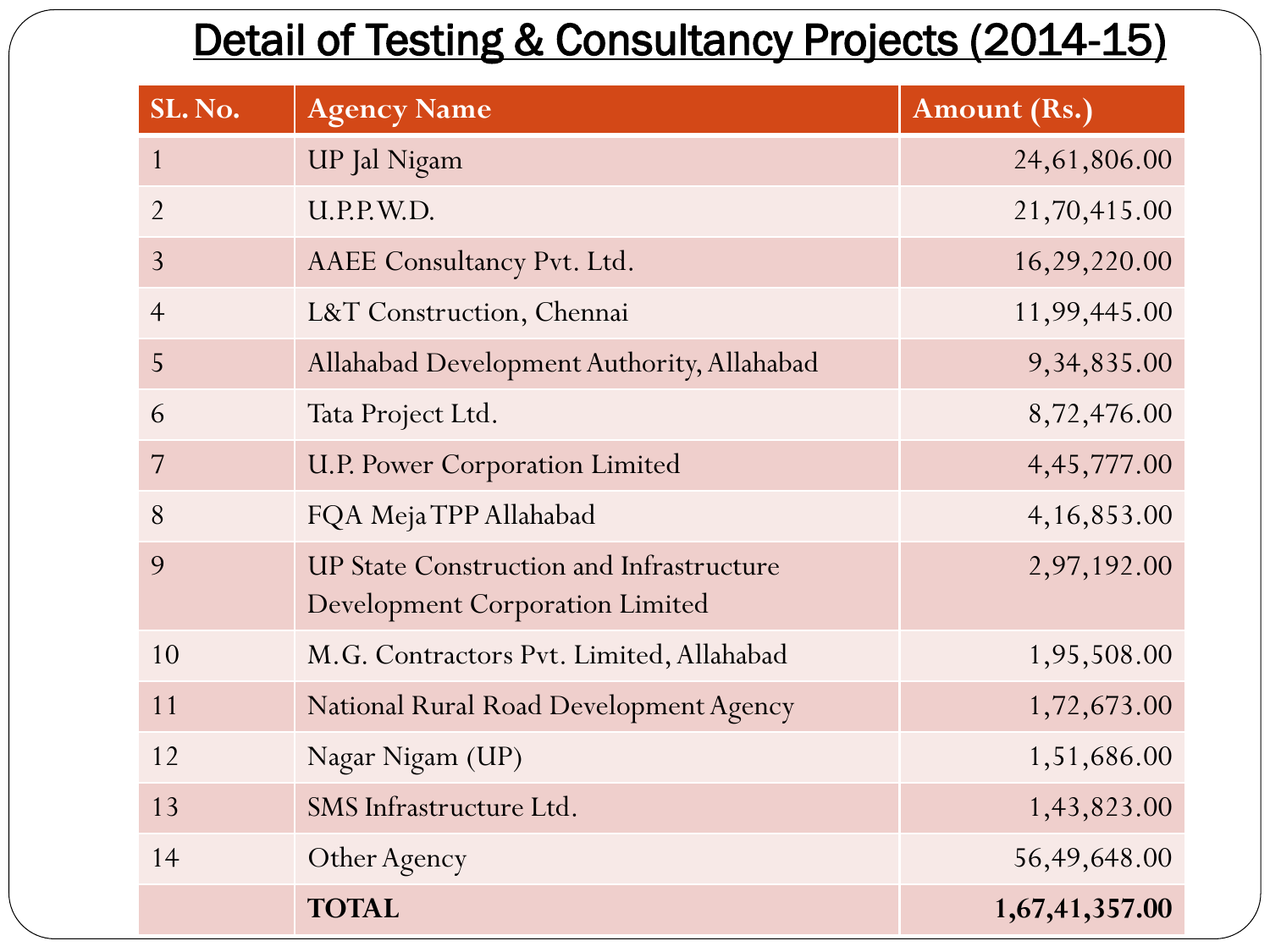# Detail of Testing & Consultancy Projects (2014-15)

| SL. No. | Agency Name | Amount (Rs.) |
|---|---|---|
| 1 | UP Jal Nigam | 24,61,806.00 |
| 2 | U.P.P.W.D. | 21,70,415.00 |
| 3 | AAEE Consultancy Pvt. Ltd. | 16,29,220.00 |
| 4 | L&T Construction, Chennai | 11,99,445.00 |
| 5 | Allahabad Development Authority, Allahabad | 9,34,835.00 |
| 6 | Tata Project Ltd. | 8,72,476.00 |
| 7 | U.P. Power Corporation Limited | 4,45,777.00 |
| 8 | FQA Meja TPP Allahabad | 4,16,853.00 |
| 9 | UP State Construction and Infrastructure Development Corporation Limited | 2,97,192.00 |
| 10 | M.G. Contractors Pvt. Limited, Allahabad | 1,95,508.00 |
| 11 | National Rural Road Development Agency | 1,72,673.00 |
| 12 | Nagar Nigam (UP) | 1,51,686.00 |
| 13 | SMS Infrastructure Ltd. | 1,43,823.00 |
| 14 | Other Agency | 56,49,648.00 |
| | **TOTAL** | **1,67,41,357.00** |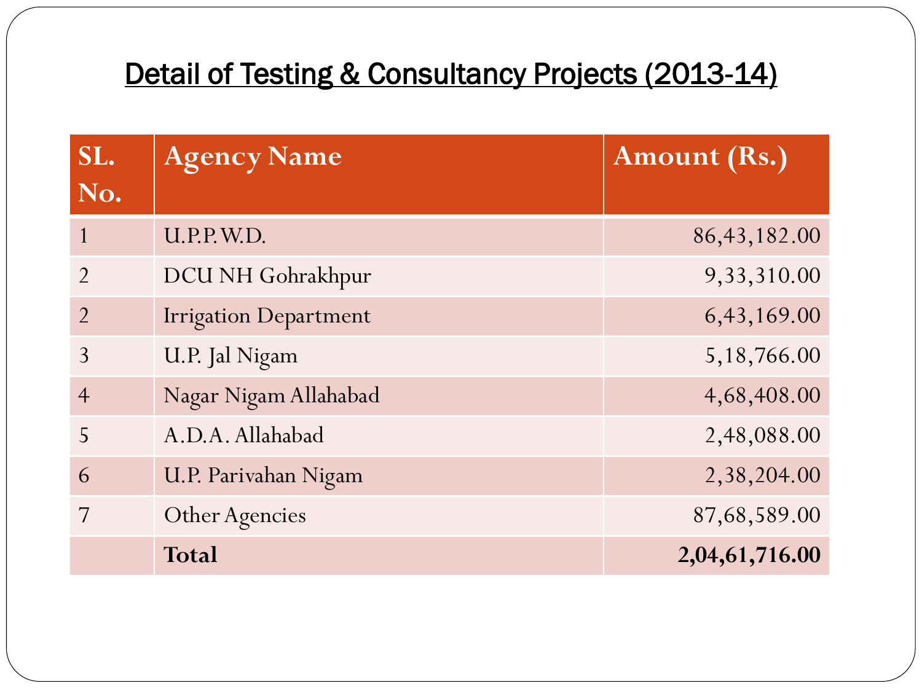# Detail of Testing & Consultancy Projects (2013-14)

| SL. No. | Agency Name | Amount (Rs.) |
|---|---|---|
| 1 | U.P.P.W.D. | 86,43,182.00 |
| 2 | DCU NH Gohrakhpur | 9,33,310.00 |
| 2 | Irrigation Department | 6,43,169.00 |
| 3 | U.P. Jal Nigam | 5,18,766.00 |
| 4 | Nagar Nigam Allahabad | 4,68,408.00 |
| 5 | A.D.A. Allahabad | 2,48,088.00 |
| 6 | U.P. Parivahan Nigam | 2,38,204.00 |
| 7 | Other Agencies | 87,68,589.00 |
| | **Total** | **2,04,61,716.00** |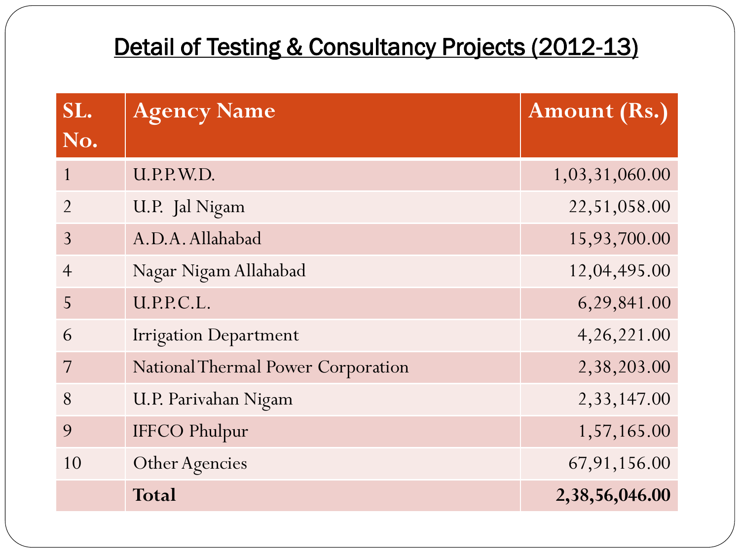# Detail of Testing & Consultancy Projects (2012-13)

| SL. No. | Agency Name | Amount (Rs.) |
|---|---|---|
| 1 | U.P.P.W.D. | 1,03,31,060.00 |
| 2 | U.P. Jal Nigam | 22,51,058.00 |
| 3 | A.D.A. Allahabad | 15,93,700.00 |
| 4 | Nagar Nigam Allahabad | 12,04,495.00 |
| 5 | U.P.P.C.L. | 6,29,841.00 |
| 6 | Irrigation Department | 4,26,221.00 |
| 7 | National Thermal Power Corporation | 2,38,203.00 |
| 8 | U.P. Parivahan Nigam | 2,33,147.00 |
| 9 | IFFCO Phulpur | 1,57,165.00 |
| 10 | Other Agencies | 67,91,156.00 |
| | **Total** | **2,38,56,046.00** |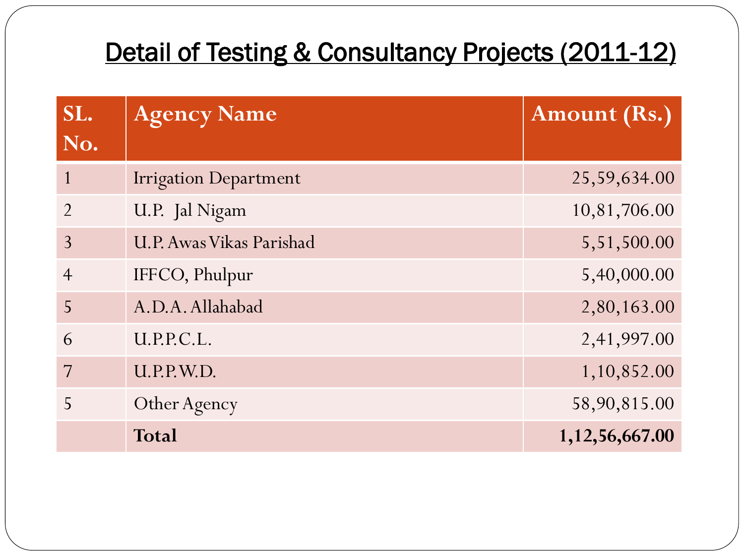# Detail of Testing & Consultancy Projects (2011-12)

| SL. No. | Agency Name | Amount (Rs.) |
|---|---|---|
| 1 | Irrigation Department | 25,59,634.00 |
| 2 | U.P. Jal Nigam | 10,81,706.00 |
| 3 | U.P. Awas Vikas Parishad | 5,51,500.00 |
| 4 | IFFCO, Phulpur | 5,40,000.00 |
| 5 | A.D.A. Allahabad | 2,80,163.00 |
| 6 | U.P.P.C.L. | 2,41,997.00 |
| 7 | U.P.P.W.D. | 1,10,852.00 |
| 5 | Other Agency | 58,90,815.00 |
| | **Total** | **1,12,56,667.00** |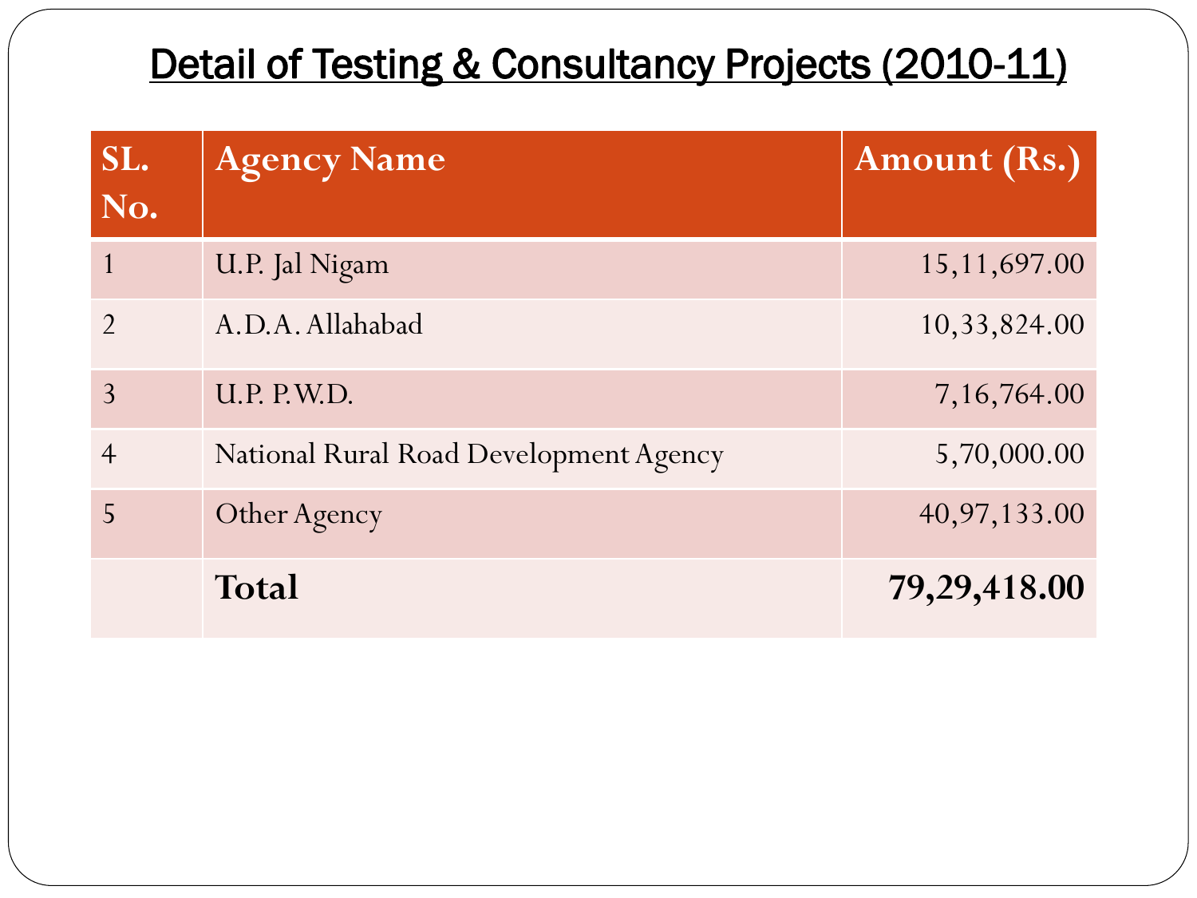# Detail of Testing & Consultancy Projects (2010-11)

| SL. No. | Agency Name | Amount (Rs.) |
|---|---|---|
| 1 | U.P. Jal Nigam | 15,11,697.00 |
| 2 | A.D.A. Allahabad | 10,33,824.00 |
| 3 | U.P. P.W.D. | 7,16,764.00 |
| 4 | National Rural Road Development Agency | 5,70,000.00 |
| 5 | Other Agency | 40,97,133.00 |
| | **Total** | **79,29,418.00** |